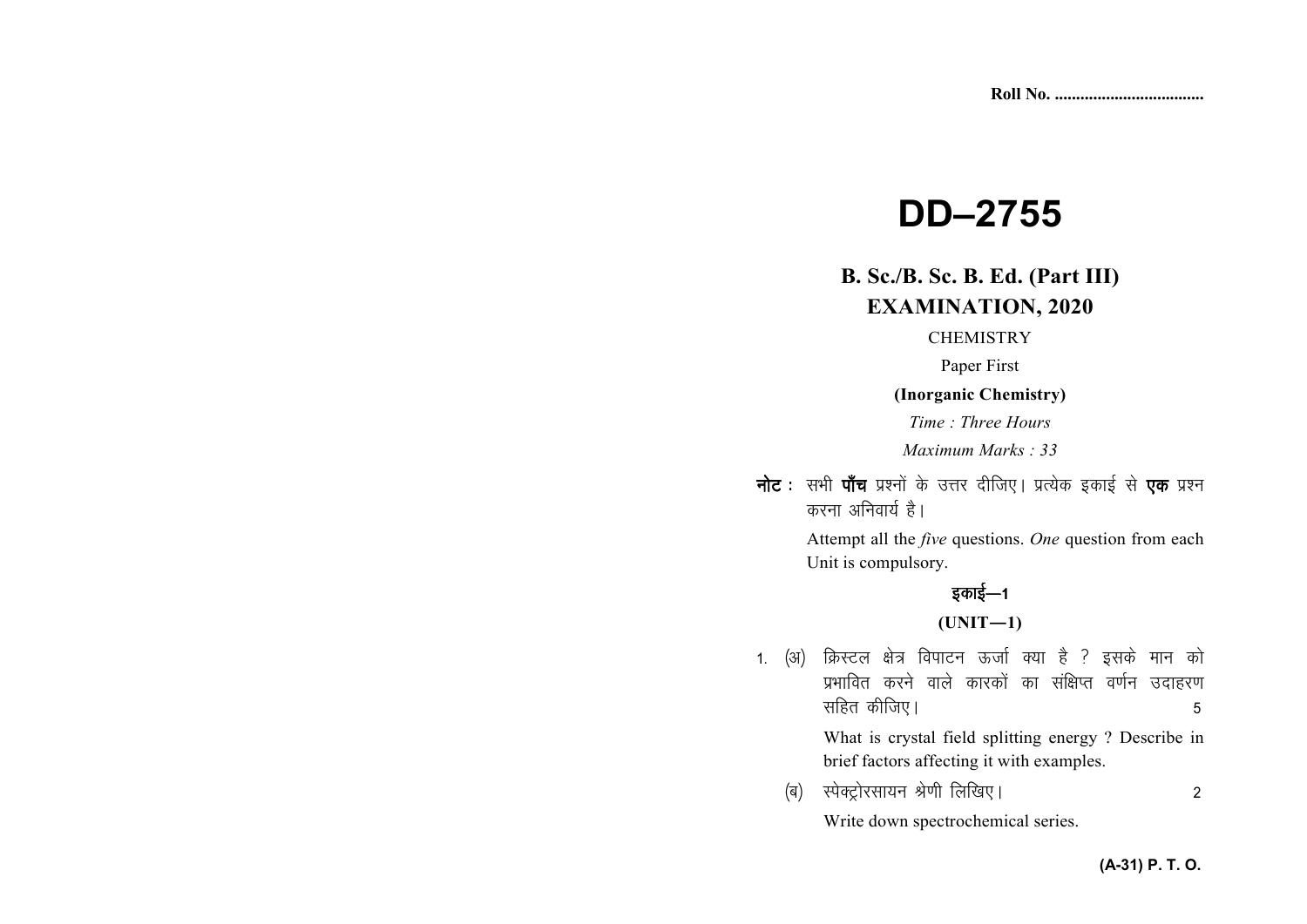Roll No. ..................................

# DD–2755

## B. Sc./B. Sc. B. Ed. (Part III) EXAMINATION, 2020

CHEMISTRY

Paper First

**(Inorganic Chemistry)**

*Time : Three Hours*

*Maximum Marks : 33*

**नोट :** सभी **पाँच** प्रश्नों के उत्तर दीजिए। प्रत्येक इकाई से **एक** प्रश्न करना अनिवार्य है।

Attempt all the *five* questions. *One* question from each Unit is compulsory.

### इकाई—1

### (UNIT—1)

1. (अ) क्रिस्टल क्षेत्र विपाटन ऊर्जा क्या है ? इसके मान को प्रभावित करने वाले कारकों का संक्षिप्त वर्णन उदाहरण सहित कीजिए। 5

   What is crystal field splitting energy ? Describe in brief factors affecting it with examples.

   (ब) स्पेक्ट्रोरसायन श्रेणी लिखिए। 2

   Write down spectrochemical series.

(A-31) P. T. O.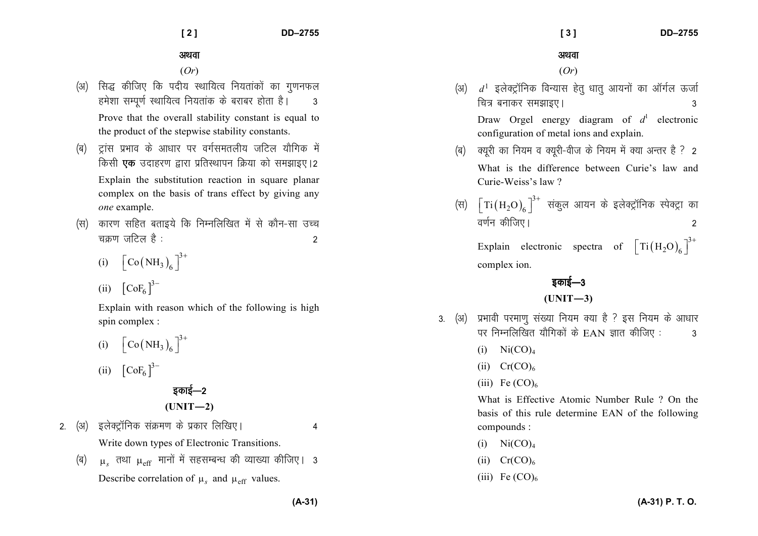अथवा

(*Or*)

(अ) सिद्ध कीजिए कि पदीय स्थायित्व नियतांकों का गुणनफल हमेशा सम्पूर्ण स्थायित्व नियतांक के बराबर होता है। 3

Prove that the overall stability constant is equal to the product of the stepwise stability constants.

(ब) ट्रांस प्रभाव के आधार पर वर्गसमतलीय जटिल यौगिक में किसी **एक** उदाहरण द्वारा प्रतिस्थापन क्रिया को समझाइए। 2

Explain the substitution reaction in square planar complex on the basis of trans effect by giving any *one* example.

(स) कारण सहित बताइये कि निम्नलिखित में से कौन-सा उच्च चक्रण जटिल है : 2

(i) $\left[Co(NH_3)_6\right]^{3+}$

(ii) $\left[CoF_6\right]^{3-}$

Explain with reason which of the following is high spin complex :

(i) $\left[Co(NH_3)_6\right]^{3+}$

(ii) $\left[CoF_6\right]^{3-}$

## इकाई—2

## (UNIT—2)

2. (अ) इलेक्ट्रॉनिक संक्रमण के प्रकार लिखिए। 4

Write down types of Electronic Transitions.

(ब) $\mu_s$ तथा $\mu_{eff}$ मानों में सहसम्बन्ध की व्याख्या कीजिए। 3

Describe correlation of $\mu_s$ and $\mu_{eff}$ values.

अथवा

(*Or*)

(अ) $d^1$ इलेक्ट्रॉनिक विन्यास हेतु धातु आयनों का ऑर्गल ऊर्जा चित्र बनाकर समझाइए। 3

Draw Orgel energy diagram of $d^1$ electronic configuration of metal ions and explain.

(ब) क्यूरी का नियम व क्यूरी-वीज के नियम में क्या अन्तर है ? 2

What is the difference between Curie's law and Curie-Weiss's law ?

(स) $\left[Ti(H_2O)_6\right]^{3+}$ संकुल आयन के इलेक्ट्रॉनिक स्पेक्ट्रा का वर्णन कीजिए। 2

Explain electronic spectra of $\left[Ti(H_2O)_6\right]^{3+}$ complex ion.

## इकाई—3

## (UNIT—3)

3. (अ) प्रभावी परमाणु संख्या नियम क्या है ? इस नियम के आधार पर निम्नलिखित यौगिकों के EAN ज्ञात कीजिए : 3

(i) $Ni(CO)_4$

(ii) $Cr(CO)_6$

(iii) $Fe(CO)_6$

What is Effective Atomic Number Rule ? On the basis of this rule determine EAN of the following compounds :

(i) $Ni(CO)_4$

(ii) $Cr(CO)_6$

(iii) $Fe(CO)_6$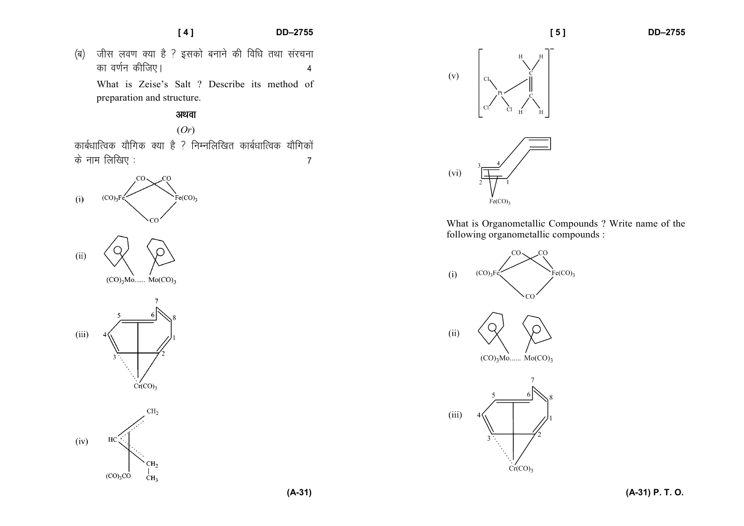(ब) जीस लवण क्या है ? इसको बनाने की विधि तथा संरचना का वर्णन कीजिए। 4

What is Zeise's Salt ? Describe its method of preparation and structure.

अथवा

(*Or*)

कार्बधात्विक यौगिक क्या है ? निम्नलिखित कार्बधात्विक यौगिकों के नाम लिखिए : 7

(i) $(CO)_3Fe(CO)_3Fe(CO)_3$ (two $Fe(CO)_3$ units bridged by three CO groups)

(ii) $(CO)_3Mo$...... $Mo(CO)_3$ (each Mo bonded to a cyclopentadienyl ring)

(iii) Cyclooctatetraene ring (carbons numbered 1–8) bonded to $Cr(CO)_3$

(iv) $HC$, $CH_2$, $CH_2$, $CH_3$ bonded to $(CO)_3CO$

(v) $\left[ Cl_3Pt(H_2C{=}CH_2) \right]^-$

(vi) Cyclooctatetraene ring (carbons numbered 1–4 shown) bonded to $Fe(CO)_3$

What is Organometallic Compounds ? Write name of the following organometallic compounds :

(i) $(CO)_3Fe(CO)_3Fe(CO)_3$ (two $Fe(CO)_3$ units bridged by three CO groups)

(ii) $(CO)_3Mo$...... $Mo(CO)_3$ (each Mo bonded to a cyclopentadienyl ring)

(iii) Cyclooctatetraene ring (carbons numbered 1–8) bonded to $Cr(CO)_3$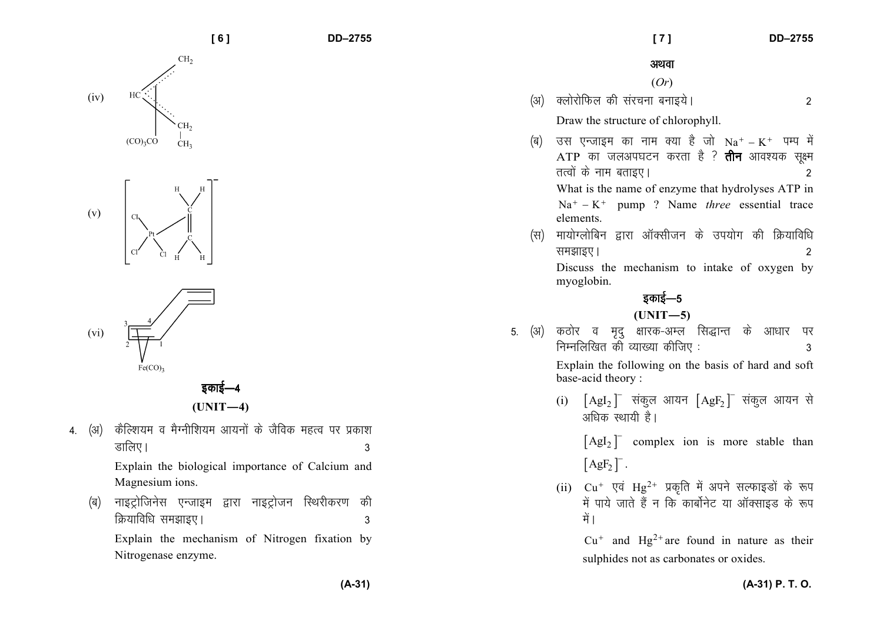(iv)

(v)

(vi)

## इकाई—4

## (UNIT—4)

4\. (अ) कैल्शियम व मैग्नीशियम आयनों के जैविक महत्व पर प्रकाश डालिए। 3

Explain the biological importance of Calcium and Magnesium ions.

(ब) नाइट्रोजिनेस एन्जाइम द्वारा नाइट्रोजन स्थिरीकरण की क्रियाविधि समझाइए। 3

Explain the mechanism of Nitrogen fixation by Nitrogenase enzyme.

अथवा

(*Or*)

(अ) क्लोरोफिल की संरचना बनाइये। 2

Draw the structure of chlorophyll.

(ब) उस एन्जाइम का नाम क्या है जो $Na^+ - K^+$ पम्प में ATP का जलअपघटन करता है ? **तीन** आवश्यक सूक्ष्म तत्वों के नाम बताइए। 2

What is the name of enzyme that hydrolyses ATP in $Na^+ - K^+$ pump ? Name *three* essential trace elements.

(स) मायोग्लोबिन द्वारा ऑक्सीजन के उपयोग की क्रियाविधि समझाइए। 2

Discuss the mechanism to intake of oxygen by myoglobin.

## इकाई—5

## (UNIT—5)

5\. (अ) कठोर व मृदु क्षारक-अम्ल सिद्धान्त के आधार पर निम्नलिखित की व्याख्या कीजिए : 3

Explain the following on the basis of hard and soft base-acid theory :

(i) $[AgI_2]^-$ संकुल आयन $[AgF_2]^-$ संकुल आयन से अधिक स्थायी है।

$[AgI_2]^-$ complex ion is more stable than $[AgF_2]^-$.

(ii) $Cu^+$ एवं $Hg^{2+}$ प्रकृति में अपने सल्फाइडों के रूप में पाये जाते हैं न कि कार्बोनेट या ऑक्साइड के रूप में।

$Cu^+$ and $Hg^{2+}$ are found in nature as their sulphides not as carbonates or oxides.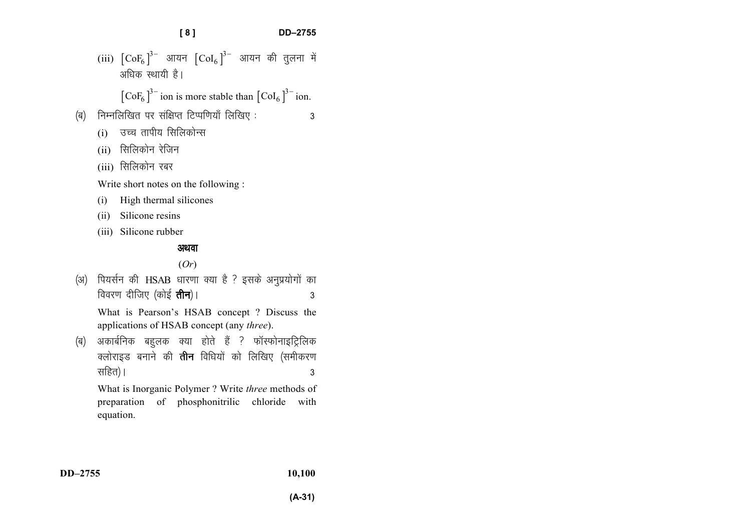(iii) $[CoF_6]^{3-}$ आयन $[CoI_6]^{3-}$ आयन की तुलना में अधिक स्थायी है।

$[CoF_6]^{3-}$ ion is more stable than $[CoI_6]^{3-}$ ion.

(ब) निम्नलिखित पर संक्षिप्त टिप्पणियाँ लिखिए : 3

(i) उच्च तापीय सिलिकोन्स

(ii) सिलिकोन रेजिन

(iii) सिलिकोन रबर

Write short notes on the following :

(i) High thermal silicones

(ii) Silicone resins

(iii) Silicone rubber

**अथवा**

(*Or*)

(अ) पियर्सन की HSAB धारणा क्या है ? इसके अनुप्रयोगों का विवरण दीजिए (कोई **तीन**)। 3

What is Pearson's HSAB concept ? Discuss the applications of HSAB concept (any *three*).

(ब) अकार्बनिक बहुलक क्या होते हैं ? फॉस्फोनाइट्रिलिक क्लोराइड बनाने की **तीन** विधियों को लिखिए (समीकरण सहित)। 3

What is Inorganic Polymer ? Write *three* methods of preparation of phosphonitrilic chloride with equation.

DD–2755 10,100

(A-31)